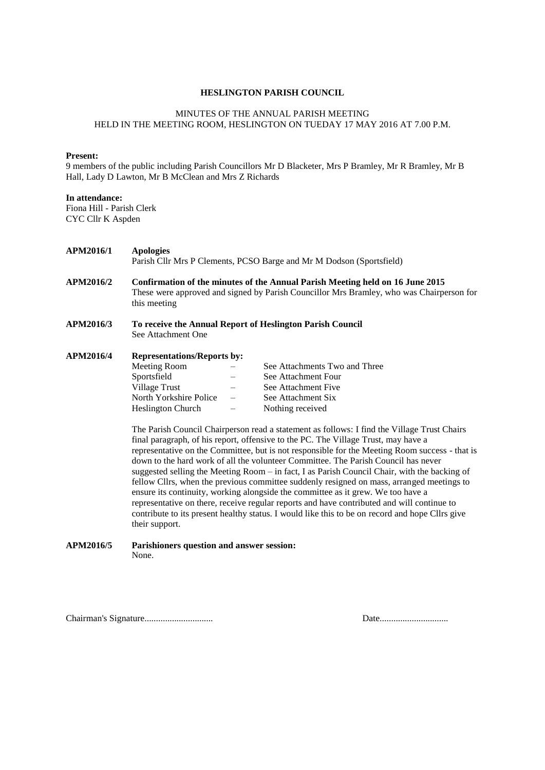**HESLINGTON PARISH COUNCIL**

MINUTES OF THE ANNUAL PARISH MEETING
HELD IN THE MEETING ROOM, HESLINGTON ON TUEDAY 17 MAY 2016 AT 7.00 P.M.

**Present:**
9 members of the public including Parish Councillors Mr D Blacketer, Mrs P Bramley, Mr R Bramley, Mr B Hall, Lady D Lawton, Mr B McClean and Mrs Z Richards

**In attendance:**
Fiona Hill - Parish Clerk
CYC Cllr K Aspden

**APM2016/1** **Apologies**
Parish Cllr Mrs P Clements, PCSO Barge and Mr M Dodson (Sportsfield)

**APM2016/2** **Confirmation of the minutes of the Annual Parish Meeting held on 16 June 2015**
These were approved and signed by Parish Councillor Mrs Bramley, who was Chairperson for this meeting

**APM2016/3** **To receive the Annual Report of Heslington Parish Council**
See Attachment One

**APM2016/4** **Representations/Reports by:**

| | | |
|---|---|---|
| Meeting Room | – | See Attachments Two and Three |
| Sportsfield | – | See Attachment Four |
| Village Trust | – | See Attachment Five |
| North Yorkshire Police | – | See Attachment Six |
| Heslington Church | – | Nothing received |

The Parish Council Chairperson read a statement as follows: I find the Village Trust Chairs final paragraph, of his report, offensive to the PC. The Village Trust, may have a representative on the Committee, but is not responsible for the Meeting Room success - that is down to the hard work of all the volunteer Committee. The Parish Council has never suggested selling the Meeting Room – in fact, I as Parish Council Chair, with the backing of fellow Cllrs, when the previous committee suddenly resigned on mass, arranged meetings to ensure its continuity, working alongside the committee as it grew. We too have a representative on there, receive regular reports and have contributed and will continue to contribute to its present healthy status. I would like this to be on record and hope Cllrs give their support.

**APM2016/5** **Parishioners question and answer session:**
None.

Chairman's Signature............................. Date.............................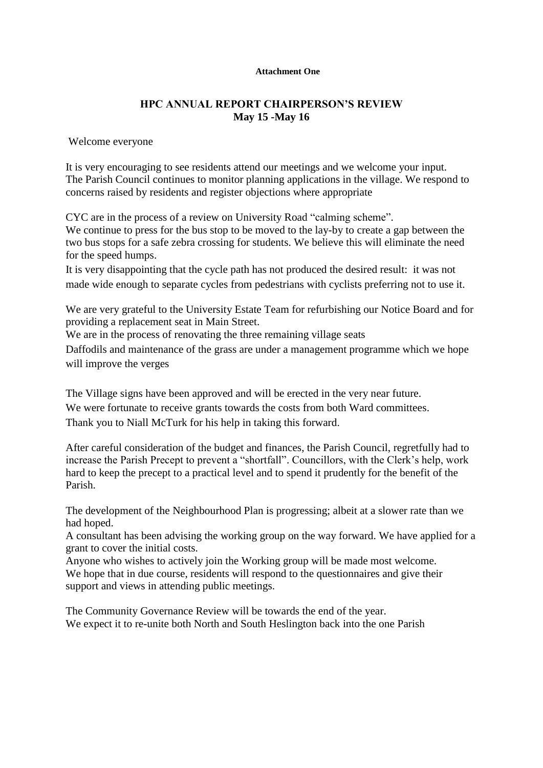**Attachment One**

# HPC ANNUAL REPORT CHAIRPERSON'S REVIEW
## May 15 -May 16

Welcome everyone

It is very encouraging to see residents attend our meetings and we welcome your input.
The Parish Council continues to monitor planning applications in the village. We respond to concerns raised by residents and register objections where appropriate

CYC are in the process of a review on University Road "calming scheme".
We continue to press for the bus stop to be moved to the lay-by to create a gap between the two bus stops for a safe zebra crossing for students. We believe this will eliminate the need for the speed humps.
It is very disappointing that the cycle path has not produced the desired result: it was not made wide enough to separate cycles from pedestrians with cyclists preferring not to use it.

We are very grateful to the University Estate Team for refurbishing our Notice Board and for providing a replacement seat in Main Street.
We are in the process of renovating the three remaining village seats
Daffodils and maintenance of the grass are under a management programme which we hope will improve the verges

The Village signs have been approved and will be erected in the very near future.
We were fortunate to receive grants towards the costs from both Ward committees.
Thank you to Niall McTurk for his help in taking this forward.

After careful consideration of the budget and finances, the Parish Council, regretfully had to increase the Parish Precept to prevent a "shortfall". Councillors, with the Clerk's help, work hard to keep the precept to a practical level and to spend it prudently for the benefit of the Parish.

The development of the Neighbourhood Plan is progressing; albeit at a slower rate than we had hoped.
A consultant has been advising the working group on the way forward. We have applied for a grant to cover the initial costs.
Anyone who wishes to actively join the Working group will be made most welcome.
We hope that in due course, residents will respond to the questionnaires and give their support and views in attending public meetings.

The Community Governance Review will be towards the end of the year.
We expect it to re-unite both North and South Heslington back into the one Parish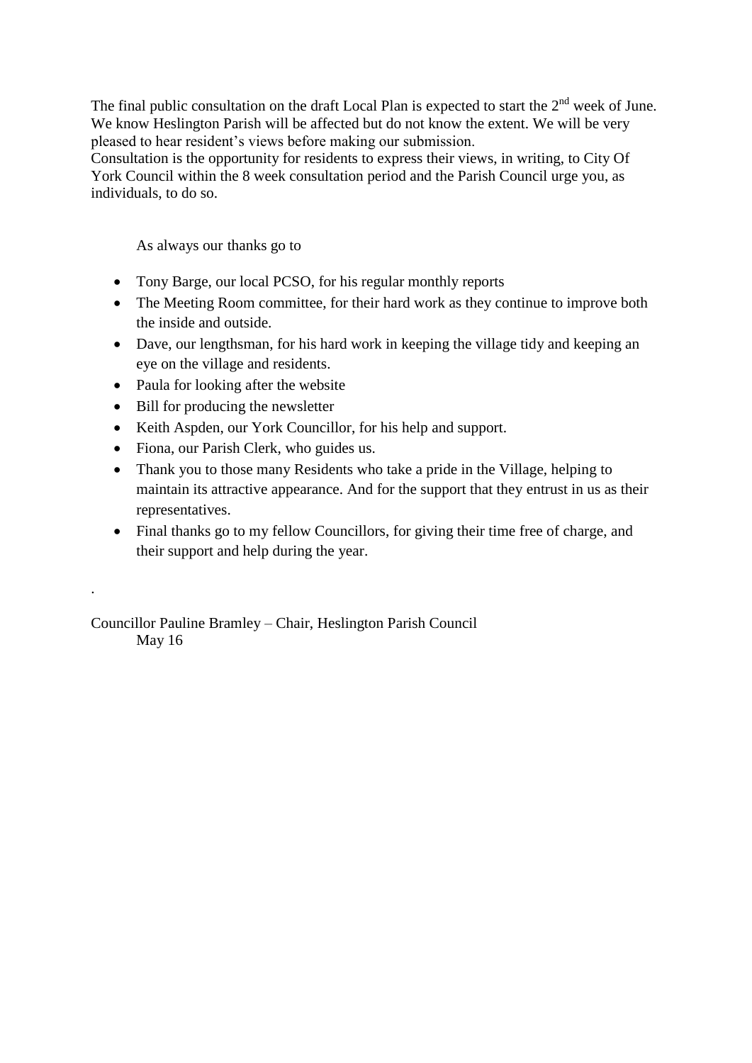The final public consultation on the draft Local Plan is expected to start the 2nd week of June. We know Heslington Parish will be affected but do not know the extent. We will be very pleased to hear resident's views before making our submission.
Consultation is the opportunity for residents to express their views, in writing, to City Of York Council within the 8 week consultation period and the Parish Council urge you, as individuals, to do so.

As always our thanks go to

- Tony Barge, our local PCSO, for his regular monthly reports
- The Meeting Room committee, for their hard work as they continue to improve both the inside and outside.
- Dave, our lengthsman, for his hard work in keeping the village tidy and keeping an eye on the village and residents.
- Paula for looking after the website
- Bill for producing the newsletter
- Keith Aspden, our York Councillor, for his help and support.
- Fiona, our Parish Clerk, who guides us.
- Thank you to those many Residents who take a pride in the Village, helping to maintain its attractive appearance. And for the support that they entrust in us as their representatives.
- Final thanks go to my fellow Councillors, for giving their time free of charge, and their support and help during the year.

.

Councillor Pauline Bramley – Chair, Heslington Parish Council
May 16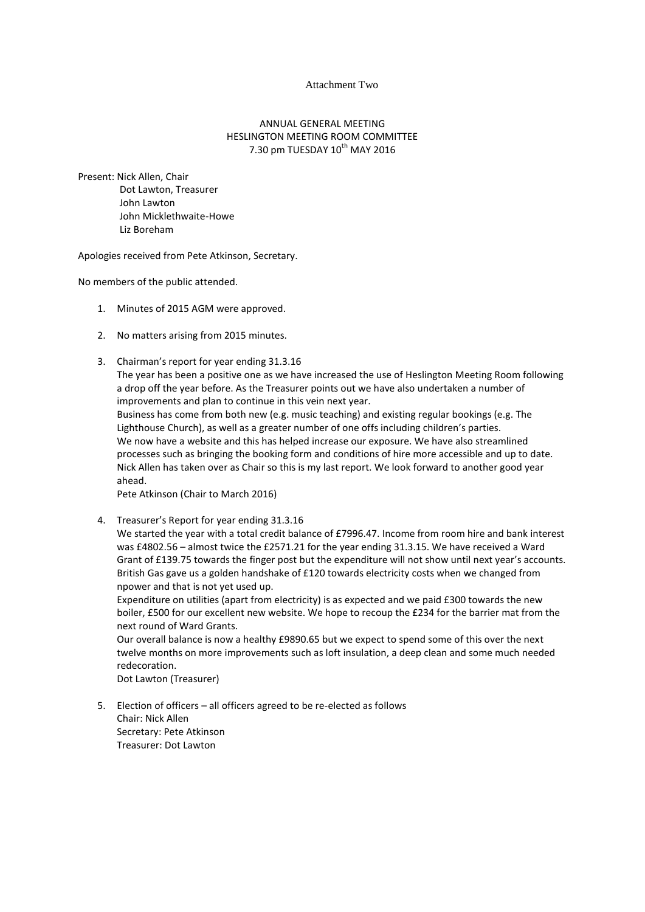Attachment Two

ANNUAL GENERAL MEETING
HESLINGTON MEETING ROOM COMMITTEE
7.30 pm TUESDAY 10th MAY 2016

Present: Nick Allen, Chair
Dot Lawton, Treasurer
John Lawton
John Micklethwaite-Howe
Liz Boreham

Apologies received from Pete Atkinson, Secretary.

No members of the public attended.

1. Minutes of 2015 AGM were approved.

2. No matters arising from 2015 minutes.

3. Chairman's report for year ending 31.3.16
   The year has been a positive one as we have increased the use of Heslington Meeting Room following a drop off the year before. As the Treasurer points out we have also undertaken a number of improvements and plan to continue in this vein next year.
   Business has come from both new (e.g. music teaching) and existing regular bookings (e.g. The Lighthouse Church), as well as a greater number of one offs including children's parties.
   We now have a website and this has helped increase our exposure. We have also streamlined processes such as bringing the booking form and conditions of hire more accessible and up to date.
   Nick Allen has taken over as Chair so this is my last report. We look forward to another good year ahead.
   Pete Atkinson (Chair to March 2016)

4. Treasurer's Report for year ending 31.3.16
   We started the year with a total credit balance of £7996.47. Income from room hire and bank interest was £4802.56 – almost twice the £2571.21 for the year ending 31.3.15. We have received a Ward Grant of £139.75 towards the finger post but the expenditure will not show until next year's accounts. British Gas gave us a golden handshake of £120 towards electricity costs when we changed from npower and that is not yet used up.
   Expenditure on utilities (apart from electricity) is as expected and we paid £300 towards the new boiler, £500 for our excellent new website. We hope to recoup the £234 for the barrier mat from the next round of Ward Grants.
   Our overall balance is now a healthy £9890.65 but we expect to spend some of this over the next twelve months on more improvements such as loft insulation, a deep clean and some much needed redecoration.
   Dot Lawton (Treasurer)

5. Election of officers – all officers agreed to be re-elected as follows
   Chair: Nick Allen
   Secretary: Pete Atkinson
   Treasurer: Dot Lawton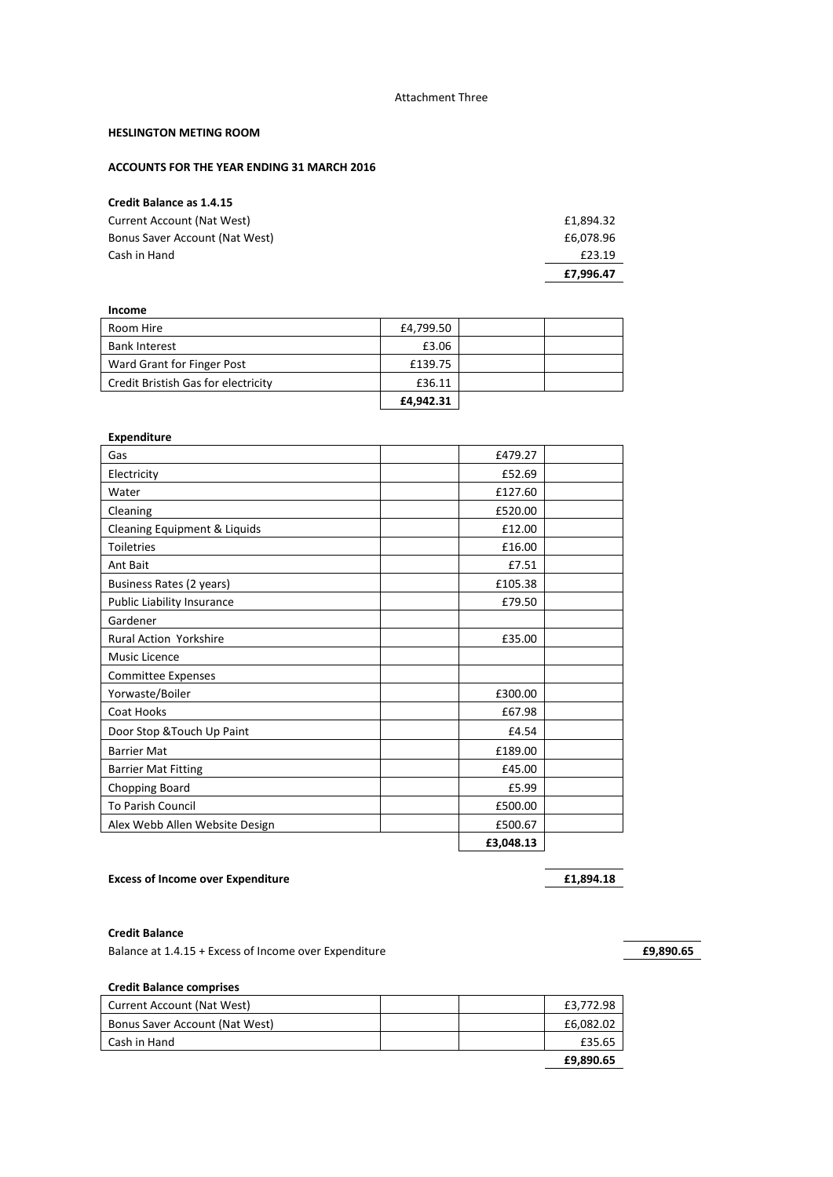Attachment Three

**HESLINGTON METING ROOM**

**ACCOUNTS FOR THE YEAR ENDING 31 MARCH 2016**

**Credit Balance as 1.4.15**

| | |
|---|---|
| Current Account (Nat West) | £1,894.32 |
| Bonus Saver Account (Nat West) | £6,078.96 |
| Cash in Hand | £23.19 |
| | **£7,996.47** |

**Income**

| | | | |
|---|---|---|---|
| Room Hire | £4,799.50 | | |
| Bank Interest | £3.06 | | |
| Ward Grant for Finger Post | £139.75 | | |
| Credit Bristish Gas for electricity | £36.11 | | |
| | **£4,942.31** | | |

**Expenditure**

| | | | |
|---|---|---|---|
| Gas | | £479.27 | |
| Electricity | | £52.69 | |
| Water | | £127.60 | |
| Cleaning | | £520.00 | |
| Cleaning Equipment & Liquids | | £12.00 | |
| Toiletries | | £16.00 | |
| Ant Bait | | £7.51 | |
| Business Rates (2 years) | | £105.38 | |
| Public Liability Insurance | | £79.50 | |
| Gardener | | | |
| Rural Action Yorkshire | | £35.00 | |
| Music Licence | | | |
| Committee Expenses | | | |
| Yorwaste/Boiler | | £300.00 | |
| Coat Hooks | | £67.98 | |
| Door Stop &Touch Up Paint | | £4.54 | |
| Barrier Mat | | £189.00 | |
| Barrier Mat Fitting | | £45.00 | |
| Chopping Board | | £5.99 | |
| To Parish Council | | £500.00 | |
| Alex Webb Allen Website Design | | £500.67 | |
| | | **£3,048.13** | |

**Excess of Income over Expenditure** **£1,894.18**

**Credit Balance**

Balance at 1.4.15 + Excess of Income over Expenditure **£9,890.65**

**Credit Balance comprises**

| | | | |
|---|---|---|---|
| Current Account (Nat West) | | | £3,772.98 |
| Bonus Saver Account (Nat West) | | | £6,082.02 |
| Cash in Hand | | | £35.65 |
| | | | **£9,890.65** |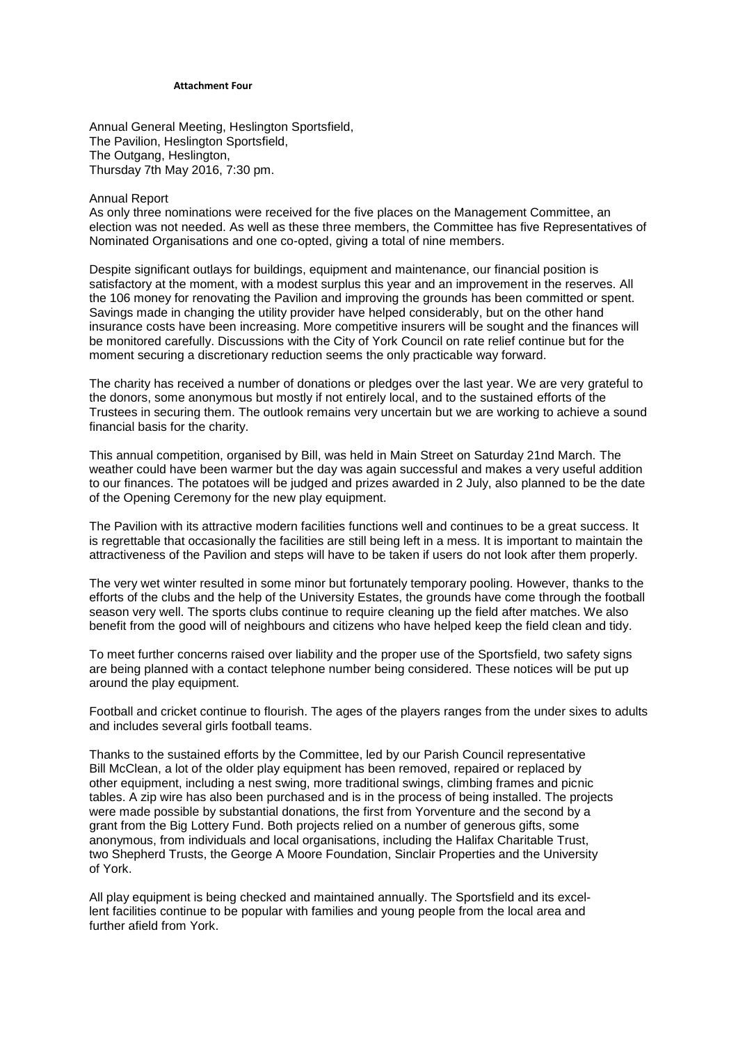**Attachment Four**

Annual General Meeting, Heslington Sportsfield,
The Pavilion, Heslington Sportsfield,
The Outgang, Heslington,
Thursday 7th May 2016, 7:30 pm.

Annual Report

As only three nominations were received for the five places on the Management Committee, an election was not needed. As well as these three members, the Committee has five Representatives of Nominated Organisations and one co-opted, giving a total of nine members.

Despite significant outlays for buildings, equipment and maintenance, our financial position is satisfactory at the moment, with a modest surplus this year and an improvement in the reserves. All the 106 money for renovating the Pavilion and improving the grounds has been committed or spent. Savings made in changing the utility provider have helped considerably, but on the other hand insurance costs have been increasing. More competitive insurers will be sought and the finances will be monitored carefully. Discussions with the City of York Council on rate relief continue but for the moment securing a discretionary reduction seems the only practicable way forward.

The charity has received a number of donations or pledges over the last year. We are very grateful to the donors, some anonymous but mostly if not entirely local, and to the sustained efforts of the Trustees in securing them. The outlook remains very uncertain but we are working to achieve a sound financial basis for the charity.

This annual competition, organised by Bill, was held in Main Street on Saturday 21nd March. The weather could have been warmer but the day was again successful and makes a very useful addition to our finances. The potatoes will be judged and prizes awarded in 2 July, also planned to be the date of the Opening Ceremony for the new play equipment.

The Pavilion with its attractive modern facilities functions well and continues to be a great success. It is regrettable that occasionally the facilities are still being left in a mess. It is important to maintain the attractiveness of the Pavilion and steps will have to be taken if users do not look after them properly.

The very wet winter resulted in some minor but fortunately temporary pooling. However, thanks to the efforts of the clubs and the help of the University Estates, the grounds have come through the football season very well. The sports clubs continue to require cleaning up the field after matches. We also benefit from the good will of neighbours and citizens who have helped keep the field clean and tidy.

To meet further concerns raised over liability and the proper use of the Sportsfield, two safety signs are being planned with a contact telephone number being considered. These notices will be put up around the play equipment.

Football and cricket continue to flourish. The ages of the players ranges from the under sixes to adults and includes several girls football teams.

Thanks to the sustained efforts by the Committee, led by our Parish Council representative Bill McClean, a lot of the older play equipment has been removed, repaired or replaced by other equipment, including a nest swing, more traditional swings, climbing frames and picnic tables. A zip wire has also been purchased and is in the process of being installed. The projects were made possible by substantial donations, the first from Yorventure and the second by a grant from the Big Lottery Fund. Both projects relied on a number of generous gifts, some anonymous, from individuals and local organisations, including the Halifax Charitable Trust, two Shepherd Trusts, the George A Moore Foundation, Sinclair Properties and the University of York.

All play equipment is being checked and maintained annually. The Sportsfield and its excellent facilities continue to be popular with families and young people from the local area and further afield from York.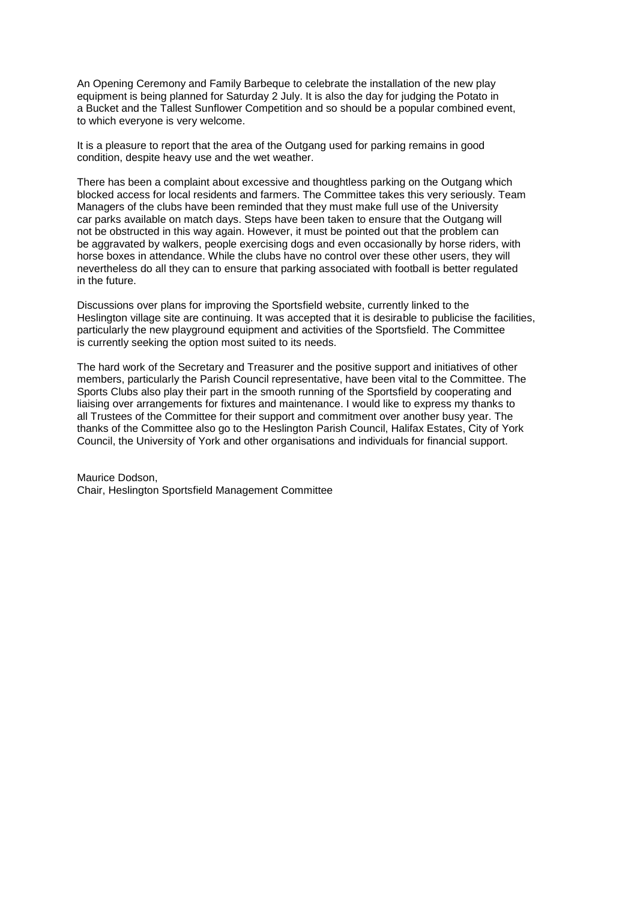An Opening Ceremony and Family Barbeque to celebrate the installation of the new play equipment is being planned for Saturday 2 July. It is also the day for judging the Potato in a Bucket and the Tallest Sunflower Competition and so should be a popular combined event, to which everyone is very welcome.

It is a pleasure to report that the area of the Outgang used for parking remains in good condition, despite heavy use and the wet weather.

There has been a complaint about excessive and thoughtless parking on the Outgang which blocked access for local residents and farmers. The Committee takes this very seriously. Team Managers of the clubs have been reminded that they must make full use of the University car parks available on match days. Steps have been taken to ensure that the Outgang will not be obstructed in this way again. However, it must be pointed out that the problem can be aggravated by walkers, people exercising dogs and even occasionally by horse riders, with horse boxes in attendance. While the clubs have no control over these other users, they will nevertheless do all they can to ensure that parking associated with football is better regulated in the future.

Discussions over plans for improving the Sportsfield website, currently linked to the Heslington village site are continuing. It was accepted that it is desirable to publicise the facilities, particularly the new playground equipment and activities of the Sportsfield. The Committee is currently seeking the option most suited to its needs.

The hard work of the Secretary and Treasurer and the positive support and initiatives of other members, particularly the Parish Council representative, have been vital to the Committee. The Sports Clubs also play their part in the smooth running of the Sportsfield by cooperating and liaising over arrangements for fixtures and maintenance. I would like to express my thanks to all Trustees of the Committee for their support and commitment over another busy year. The thanks of the Committee also go to the Heslington Parish Council, Halifax Estates, City of York Council, the University of York and other organisations and individuals for financial support.

Maurice Dodson,
Chair, Heslington Sportsfield Management Committee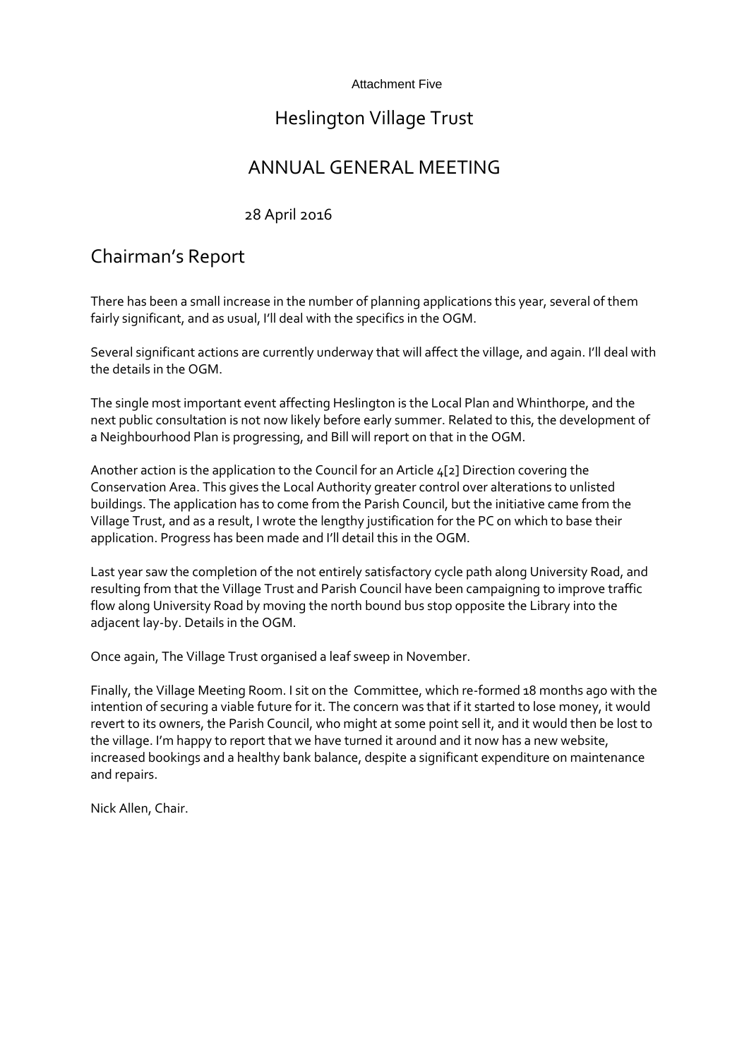Attachment Five

# Heslington Village Trust

# ANNUAL GENERAL MEETING

28 April 2016

## Chairman's Report

There has been a small increase in the number of planning applications this year, several of them fairly significant, and as usual, I'll deal with the specifics in the OGM.

Several significant actions are currently underway that will affect the village, and again. I'll deal with the details in the OGM.

The single most important event affecting Heslington is the Local Plan and Whinthorpe, and the next public consultation is not now likely before early summer. Related to this, the development of a Neighbourhood Plan is progressing, and Bill will report on that in the OGM.

Another action is the application to the Council for an Article 4[2] Direction covering the Conservation Area. This gives the Local Authority greater control over alterations to unlisted buildings. The application has to come from the Parish Council, but the initiative came from the Village Trust, and as a result, I wrote the lengthy justification for the PC on which to base their application. Progress has been made and I'll detail this in the OGM.

Last year saw the completion of the not entirely satisfactory cycle path along University Road, and resulting from that the Village Trust and Parish Council have been campaigning to improve traffic flow along University Road by moving the north bound bus stop opposite the Library into the adjacent lay-by. Details in the OGM.

Once again, The Village Trust organised a leaf sweep in November.

Finally, the Village Meeting Room. I sit on the Committee, which re-formed 18 months ago with the intention of securing a viable future for it. The concern was that if it started to lose money, it would revert to its owners, the Parish Council, who might at some point sell it, and it would then be lost to the village. I'm happy to report that we have turned it around and it now has a new website, increased bookings and a healthy bank balance, despite a significant expenditure on maintenance and repairs.

Nick Allen, Chair.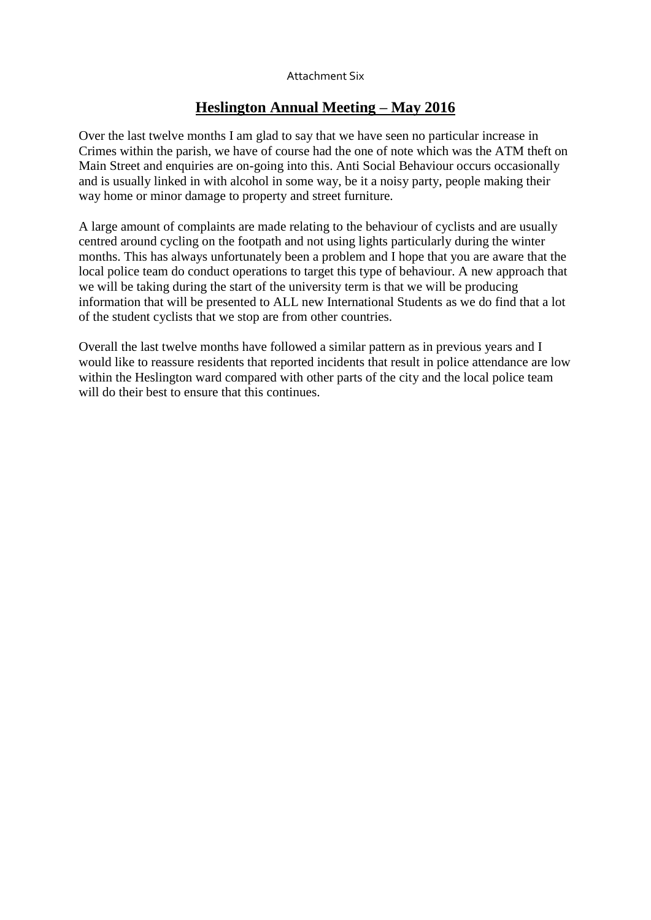Attachment Six

# Heslington Annual Meeting – May 2016

Over the last twelve months I am glad to say that we have seen no particular increase in Crimes within the parish, we have of course had the one of note which was the ATM theft on Main Street and enquiries are on-going into this. Anti Social Behaviour occurs occasionally and is usually linked in with alcohol in some way, be it a noisy party, people making their way home or minor damage to property and street furniture.

A large amount of complaints are made relating to the behaviour of cyclists and are usually centred around cycling on the footpath and not using lights particularly during the winter months. This has always unfortunately been a problem and I hope that you are aware that the local police team do conduct operations to target this type of behaviour. A new approach that we will be taking during the start of the university term is that we will be producing information that will be presented to ALL new International Students as we do find that a lot of the student cyclists that we stop are from other countries.

Overall the last twelve months have followed a similar pattern as in previous years and I would like to reassure residents that reported incidents that result in police attendance are low within the Heslington ward compared with other parts of the city and the local police team will do their best to ensure that this continues.